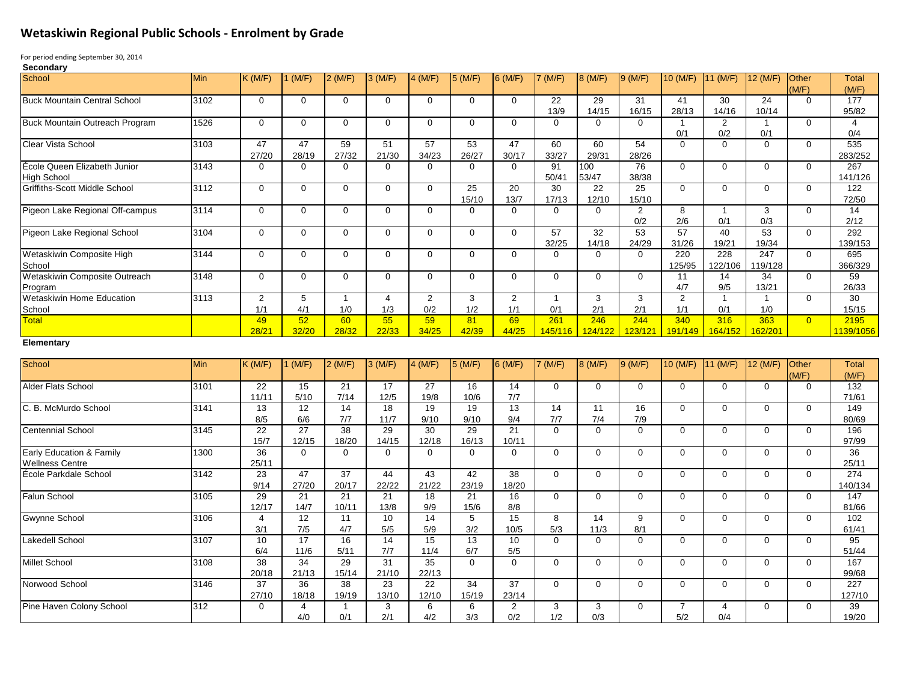# Wetaskiwin Regional Public Schools - Enrolment by Grade

For period ending September 30, 2014

**Secondary**

| School | Min | K (M/F) | 1 (M/F) | 2 (M/F) | 3 (M/F) | 4 (M/F) | 5 (M/F) | 6 (M/F) | 7 (M/F) | 8 (M/F) | 9 (M/F) | 10 (M/F) | 11 (M/F) | 12 (M/F) | Other (M/F) | Total (M/F) |
|---|---|---|---|---|---|---|---|---|---|---|---|---|---|---|---|---|
| Buck Mountain Central School | 3102 | 0 | 0 | 0 | 0 | 0 | 0 | 0 | 22 13/9 | 29 14/15 | 31 16/15 | 41 28/13 | 30 14/16 | 24 10/14 | 0 | 177 95/82 |
| Buck Mountain Outreach Program | 1526 | 0 | 0 | 0 | 0 | 0 | 0 | 0 | 0 | 0 | 0 | 1 0/1 | 2 0/2 | 1 0/1 | 0 | 4 0/4 |
| Clear Vista School | 3103 | 47 27/20 | 47 28/19 | 59 27/32 | 51 21/30 | 57 34/23 | 53 26/27 | 47 30/17 | 60 33/27 | 60 29/31 | 54 28/26 | 0 | 0 | 0 | 0 | 535 283/252 |
| École Queen Elizabeth Junior High School | 3143 | 0 | 0 | 0 | 0 | 0 | 0 | 0 | 91 50/41 | 100 53/47 | 76 38/38 | 0 | 0 | 0 | 0 | 267 141/126 |
| Griffiths-Scott Middle School | 3112 | 0 | 0 | 0 | 0 | 0 | 25 15/10 | 20 13/7 | 30 17/13 | 22 12/10 | 25 15/10 | 0 | 0 | 0 | 0 | 122 72/50 |
| Pigeon Lake Regional Off-campus | 3114 | 0 | 0 | 0 | 0 | 0 | 0 | 0 | 0 | 0 | 2 0/2 | 8 2/6 | 1 0/1 | 3 0/3 | 0 | 14 2/12 |
| Pigeon Lake Regional School | 3104 | 0 | 0 | 0 | 0 | 0 | 0 | 0 | 57 32/25 | 32 14/18 | 53 24/29 | 57 31/26 | 40 19/21 | 53 19/34 | 0 | 292 139/153 |
| Wetaskiwin Composite High School | 3144 | 0 | 0 | 0 | 0 | 0 | 0 | 0 | 0 | 0 | 0 | 220 125/95 | 228 122/106 | 247 119/128 | 0 | 695 366/329 |
| Wetaskiwin Composite Outreach Program | 3148 | 0 | 0 | 0 | 0 | 0 | 0 | 0 | 0 | 0 | 0 | 11 4/7 | 14 9/5 | 34 13/21 | 0 | 59 26/33 |
| Wetaskiwin Home Education School | 3113 | 2 1/1 | 5 4/1 | 1 1/0 | 4 1/3 | 2 0/2 | 3 1/2 | 2 1/1 | 1 0/1 | 3 2/1 | 3 2/1 | 2 1/1 | 1 0/1 | 1 1/0 | 0 | 30 15/15 |
| Total | | 49 28/21 | 52 32/20 | 60 28/32 | 55 22/33 | 59 34/25 | 81 42/39 | 69 44/25 | 261 145/116 | 246 124/122 | 244 123/121 | 340 191/149 | 316 164/152 | 363 162/201 | 0 | 2195 1139/1056 |

**Elementary**

| School | Min | K (M/F) | 1 (M/F) | 2 (M/F) | 3 (M/F) | 4 (M/F) | 5 (M/F) | 6 (M/F) | 7 (M/F) | 8 (M/F) | 9 (M/F) | 10 (M/F) | 11 (M/F) | 12 (M/F) | Other (M/F) | Total (M/F) |
|---|---|---|---|---|---|---|---|---|---|---|---|---|---|---|---|---|
| Alder Flats School | 3101 | 22 11/11 | 15 5/10 | 21 7/14 | 17 12/5 | 27 19/8 | 16 10/6 | 14 7/7 | 0 | 0 | 0 | 0 | 0 | 0 | 0 | 132 71/61 |
| C. B. McMurdo School | 3141 | 13 8/5 | 12 6/6 | 14 7/7 | 18 11/7 | 19 9/10 | 19 9/10 | 13 9/4 | 14 7/7 | 11 7/4 | 16 7/9 | 0 | 0 | 0 | 0 | 149 80/69 |
| Centennial School | 3145 | 22 15/7 | 27 12/15 | 38 18/20 | 29 14/15 | 30 12/18 | 29 16/13 | 21 10/11 | 0 | 0 | 0 | 0 | 0 | 0 | 0 | 196 97/99 |
| Early Education & Family Wellness Centre | 1300 | 36 25/11 | 0 | 0 | 0 | 0 | 0 | 0 | 0 | 0 | 0 | 0 | 0 | 0 | 0 | 36 25/11 |
| École Parkdale School | 3142 | 23 9/14 | 47 27/20 | 37 20/17 | 44 22/22 | 43 21/22 | 42 23/19 | 38 18/20 | 0 | 0 | 0 | 0 | 0 | 0 | 0 | 274 140/134 |
| Falun School | 3105 | 29 12/17 | 21 14/7 | 21 10/11 | 21 13/8 | 18 9/9 | 21 15/6 | 16 8/8 | 0 | 0 | 0 | 0 | 0 | 0 | 0 | 147 81/66 |
| Gwynne School | 3106 | 4 3/1 | 12 7/5 | 11 4/7 | 10 5/5 | 14 5/9 | 5 3/2 | 15 10/5 | 8 5/3 | 14 11/3 | 9 8/1 | 0 | 0 | 0 | 0 | 102 61/41 |
| Lakedell School | 3107 | 10 6/4 | 17 11/6 | 16 5/11 | 14 7/7 | 15 11/4 | 13 6/7 | 10 5/5 | 0 | 0 | 0 | 0 | 0 | 0 | 0 | 95 51/44 |
| Millet School | 3108 | 38 20/18 | 34 21/13 | 29 15/14 | 31 21/10 | 35 22/13 | 0 | 0 | 0 | 0 | 0 | 0 | 0 | 0 | 0 | 167 99/68 |
| Norwood School | 3146 | 37 27/10 | 36 18/18 | 38 19/19 | 23 13/10 | 22 12/10 | 34 15/19 | 37 23/14 | 0 | 0 | 0 | 0 | 0 | 0 | 0 | 227 127/10 |
| Pine Haven Colony School | 312 | 0 | 4 4/0 | 1 0/1 | 3 2/1 | 6 4/2 | 6 3/3 | 2 0/2 | 3 1/2 | 3 0/3 | 0 | 7 5/2 | 4 0/4 | 0 | 0 | 39 19/20 |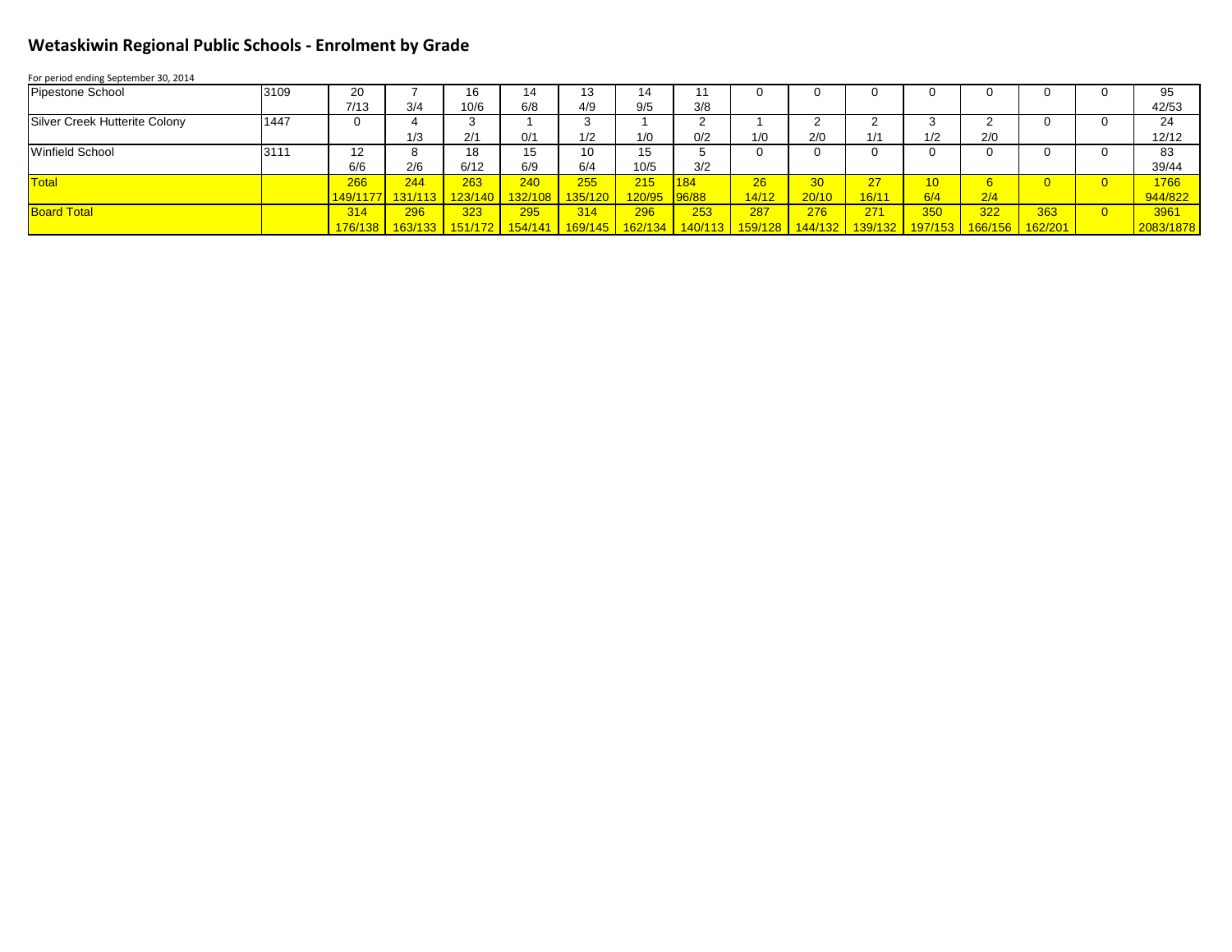# Wetaskiwin Regional Public Schools - Enrolment by Grade

For period ending September 30, 2014

| | | | | | | | | | | | | | | | | |
|---|---|---|---|---|---|---|---|---|---|---|---|---|---|---|---|---|
| Pipestone School | 3109 | 20<br>7/13 | 7<br>3/4 | 16<br>10/6 | 14<br>6/8 | 13<br>4/9 | 14<br>9/5 | 11<br>3/8 | 0 | 0 | 0 | 0 | 0 | 0 | 0 | 95<br>42/53 |
| Silver Creek Hutterite Colony | 1447 | 0 | 4<br>1/3 | 3<br>2/1 | 1<br>0/1 | 3<br>1/2 | 1<br>1/0 | 2<br>0/2 | 1<br>1/0 | 2<br>2/0 | 2<br>1/1 | 3<br>1/2 | 2<br>2/0 | 0 | 0 | 24<br>12/12 |
| Winfield School | 3111 | 12<br>6/6 | 8<br>2/6 | 18<br>6/12 | 15<br>6/9 | 10<br>6/4 | 15<br>10/5 | 5<br>3/2 | 0 | 0 | 0 | 0 | 0 | 0 | 0 | 83<br>39/44 |
| Total | | 266<br>149/1177 | 244<br>131/113 | 263<br>123/140 | 240<br>132/108 | 255<br>135/120 | 215<br>120/95 | 184<br>96/88 | 26<br>14/12 | 30<br>20/10 | 27<br>16/11 | 10<br>6/4 | 6<br>2/4 | 0 | 0 | 1766<br>944/822 |
| Board Total | | 314<br>176/138 | 296<br>163/133 | 323<br>151/172 | 295<br>154/141 | 314<br>169/145 | 296<br>162/134 | 253<br>140/113 | 287<br>159/128 | 276<br>144/132 | 271<br>139/132 | 350<br>197/153 | 322<br>166/156 | 363<br>162/201 | 0 | 3961<br>2083/1878 |